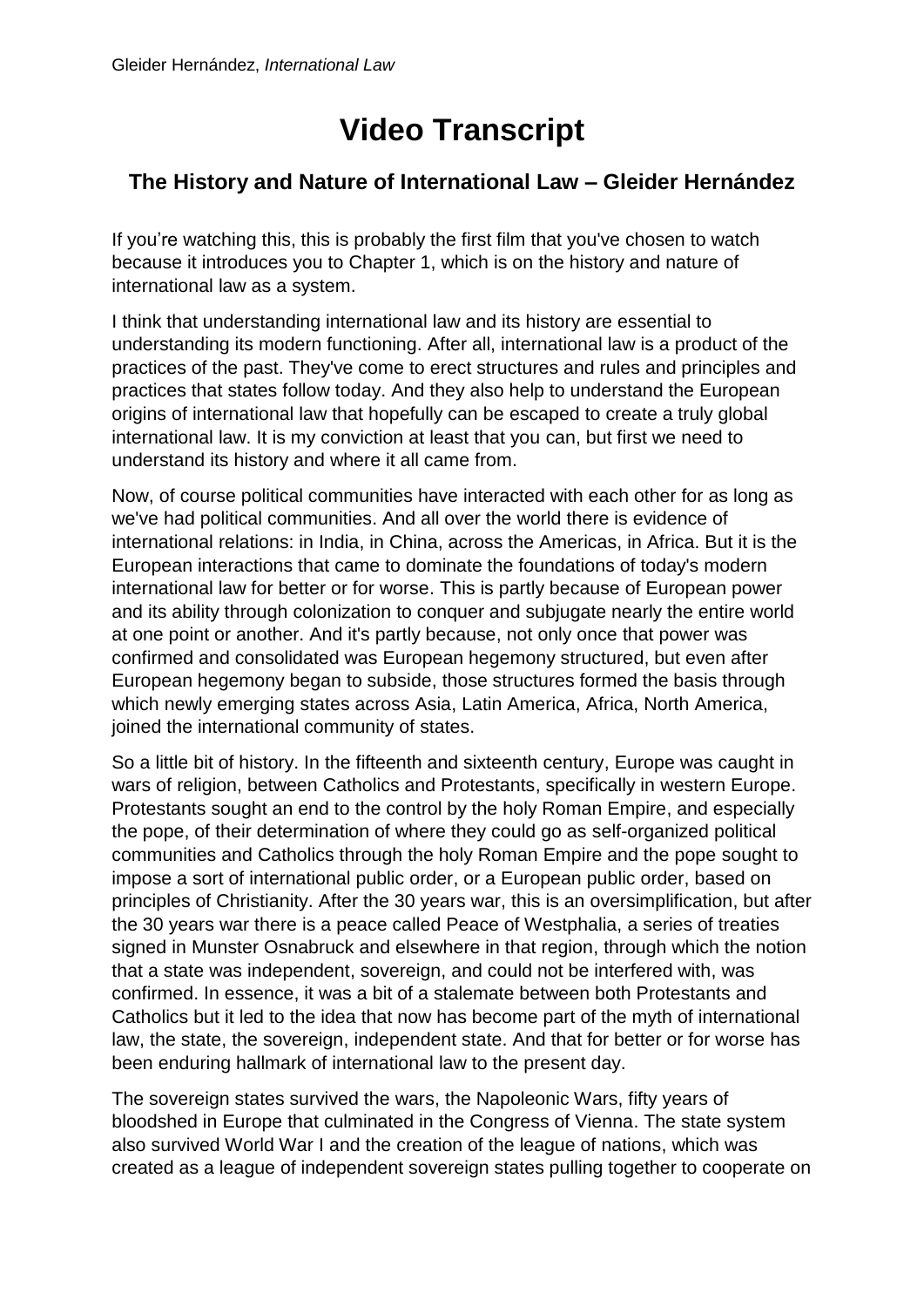# Video Transcript

## The History and Nature of International Law – Gleider Hernández

If you're watching this, this is probably the first film that you've chosen to watch because it introduces you to Chapter 1, which is on the history and nature of international law as a system.

I think that understanding international law and its history are essential to understanding its modern functioning. After all, international law is a product of the practices of the past. They've come to erect structures and rules and principles and practices that states follow today. And they also help to understand the European origins of international law that hopefully can be escaped to create a truly global international law. It is my conviction at least that you can, but first we need to understand its history and where it all came from.

Now, of course political communities have interacted with each other for as long as we've had political communities. And all over the world there is evidence of international relations: in India, in China, across the Americas, in Africa. But it is the European interactions that came to dominate the foundations of today's modern international law for better or for worse. This is partly because of European power and its ability through colonization to conquer and subjugate nearly the entire world at one point or another. And it's partly because, not only once that power was confirmed and consolidated was European hegemony structured, but even after European hegemony began to subside, those structures formed the basis through which newly emerging states across Asia, Latin America, Africa, North America, joined the international community of states.

So a little bit of history. In the fifteenth and sixteenth century, Europe was caught in wars of religion, between Catholics and Protestants, specifically in western Europe. Protestants sought an end to the control by the holy Roman Empire, and especially the pope, of their determination of where they could go as self-organized political communities and Catholics through the holy Roman Empire and the pope sought to impose a sort of international public order, or a European public order, based on principles of Christianity. After the 30 years war, this is an oversimplification, but after the 30 years war there is a peace called Peace of Westphalia, a series of treaties signed in Munster Osnabruck and elsewhere in that region, through which the notion that a state was independent, sovereign, and could not be interfered with, was confirmed. In essence, it was a bit of a stalemate between both Protestants and Catholics but it led to the idea that now has become part of the myth of international law, the state, the sovereign, independent state. And that for better or for worse has been enduring hallmark of international law to the present day.

The sovereign states survived the wars, the Napoleonic Wars, fifty years of bloodshed in Europe that culminated in the Congress of Vienna. The state system also survived World War I and the creation of the league of nations, which was created as a league of independent sovereign states pulling together to cooperate on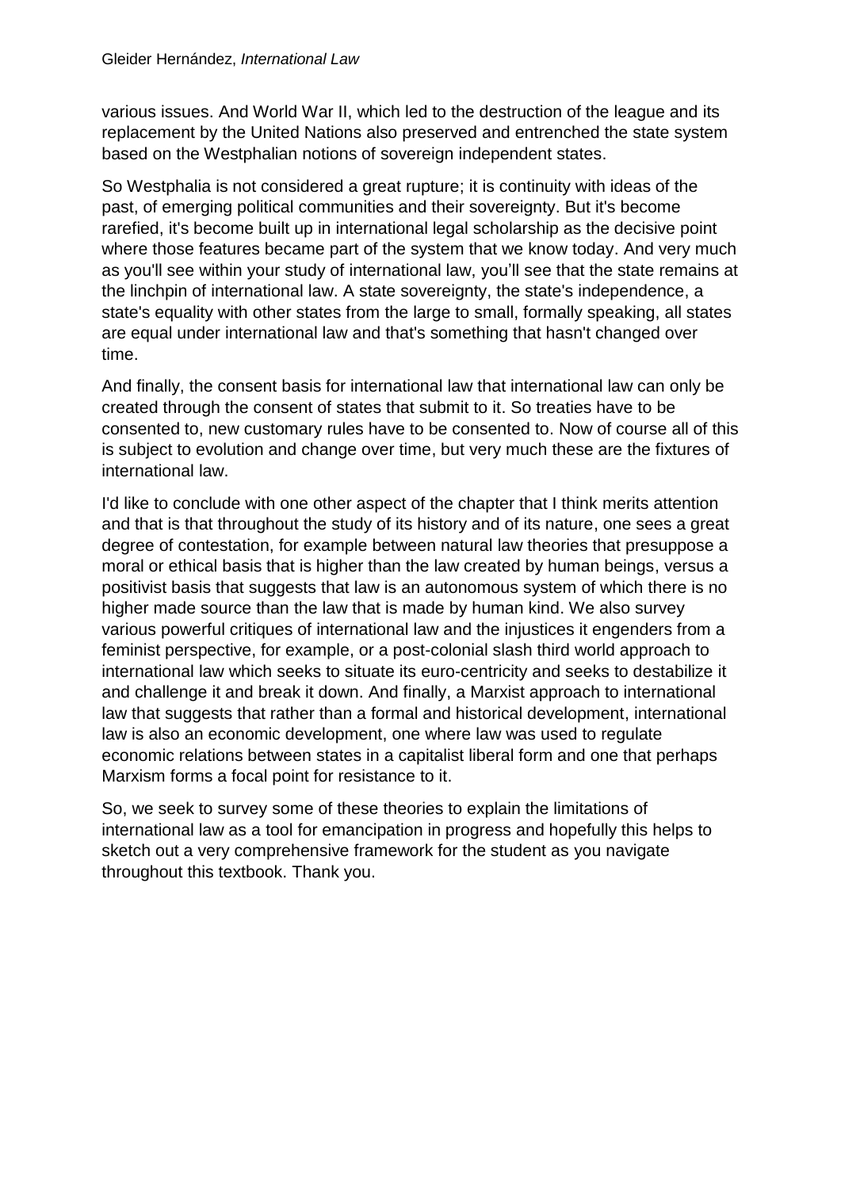various issues. And World War II, which led to the destruction of the league and its replacement by the United Nations also preserved and entrenched the state system based on the Westphalian notions of sovereign independent states.

So Westphalia is not considered a great rupture; it is continuity with ideas of the past, of emerging political communities and their sovereignty. But it's become rarefied, it's become built up in international legal scholarship as the decisive point where those features became part of the system that we know today. And very much as you'll see within your study of international law, you'll see that the state remains at the linchpin of international law. A state sovereignty, the state's independence, a state's equality with other states from the large to small, formally speaking, all states are equal under international law and that's something that hasn't changed over time.

And finally, the consent basis for international law that international law can only be created through the consent of states that submit to it. So treaties have to be consented to, new customary rules have to be consented to. Now of course all of this is subject to evolution and change over time, but very much these are the fixtures of international law.

I'd like to conclude with one other aspect of the chapter that I think merits attention and that is that throughout the study of its history and of its nature, one sees a great degree of contestation, for example between natural law theories that presuppose a moral or ethical basis that is higher than the law created by human beings, versus a positivist basis that suggests that law is an autonomous system of which there is no higher made source than the law that is made by human kind. We also survey various powerful critiques of international law and the injustices it engenders from a feminist perspective, for example, or a post-colonial slash third world approach to international law which seeks to situate its euro-centricity and seeks to destabilize it and challenge it and break it down. And finally, a Marxist approach to international law that suggests that rather than a formal and historical development, international law is also an economic development, one where law was used to regulate economic relations between states in a capitalist liberal form and one that perhaps Marxism forms a focal point for resistance to it.

So, we seek to survey some of these theories to explain the limitations of international law as a tool for emancipation in progress and hopefully this helps to sketch out a very comprehensive framework for the student as you navigate throughout this textbook. Thank you.